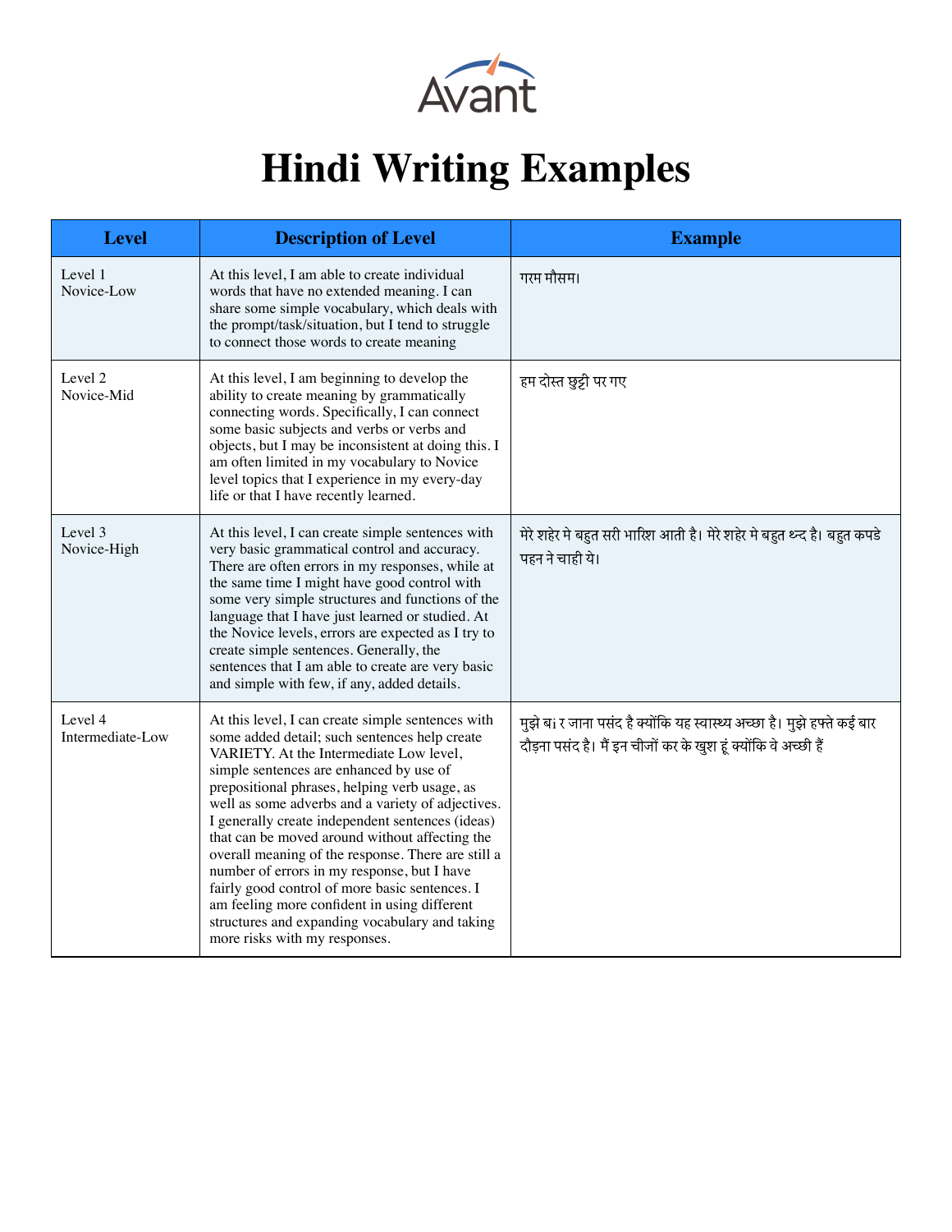Avant

# Hindi Writing Examples

| Level | Description of Level | Example |
|---|---|---|
| Level 1 Novice-Low | At this level, I am able to create individual words that have no extended meaning. I can share some simple vocabulary, which deals with the prompt/task/situation, but I tend to struggle to connect those words to create meaning | गरम मौसम। |
| Level 2 Novice-Mid | At this level, I am beginning to develop the ability to create meaning by grammatically connecting words. Specifically, I can connect some basic subjects and verbs or verbs and objects, but I may be inconsistent at doing this. I am often limited in my vocabulary to Novice level topics that I experience in my every-day life or that I have recently learned. | हम दोस्त छुट्टी पर गए |
| Level 3 Novice-High | At this level, I can create simple sentences with very basic grammatical control and accuracy. There are often errors in my responses, while at the same time I might have good control with some very simple structures and functions of the language that I have just learned or studied. At the Novice levels, errors are expected as I try to create simple sentences. Generally, the sentences that I am able to create are very basic and simple with few, if any, added details. | मेरे शहेर मे बहुत सरी भारिश आती है। मेरे शहेर मे बहुत थ्न्द है। बहुत कपडे पहन ने चाही ये। |
| Level 4 Intermediate-Low | At this level, I can create simple sentences with some added detail; such sentences help create VARIETY. At the Intermediate Low level, simple sentences are enhanced by use of prepositional phrases, helping verb usage, as well as some adverbs and a variety of adjectives. I generally create independent sentences (ideas) that can be moved around without affecting the overall meaning of the response. There are still a number of errors in my response, but I have fairly good control of more basic sentences. I am feeling more confident in using different structures and expanding vocabulary and taking more risks with my responses. | मुझे बा र जाना पसंद है क्योंकि यह स्वास्थ्य अच्छा है। मुझे हफ्ते कई बार दौड़ना पसंद है। मैं इन चीजों कर के खुश हूं क्योंकि वे अच्छी हैं |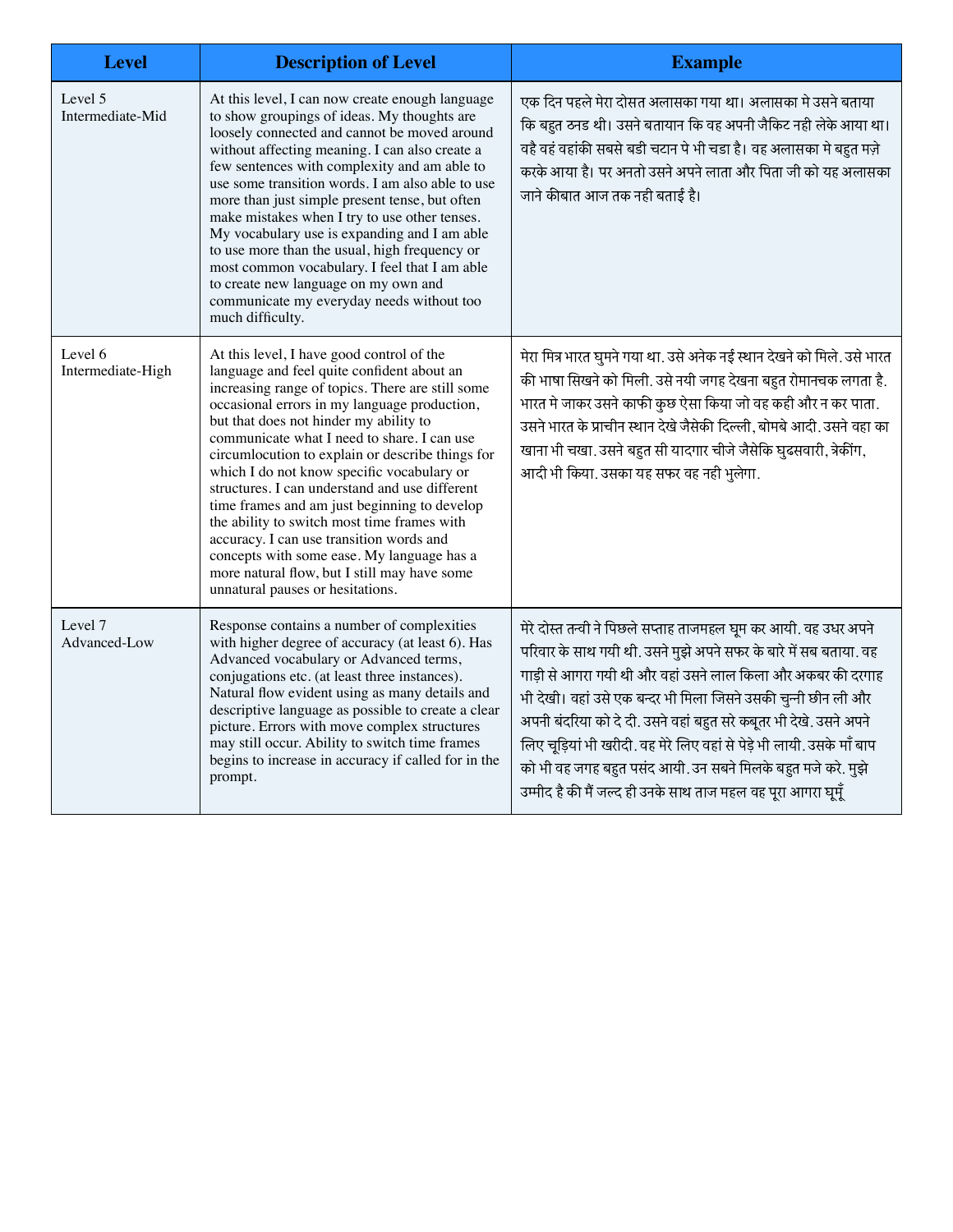| Level | Description of Level | Example |
|---|---|---|
| Level 5 Intermediate-Mid | At this level, I can now create enough language to show groupings of ideas. My thoughts are loosely connected and cannot be moved around without affecting meaning. I can also create a few sentences with complexity and am able to use some transition words. I am also able to use more than just simple present tense, but often make mistakes when I try to use other tenses. My vocabulary use is expanding and I am able to use more than the usual, high frequency or most common vocabulary. I feel that I am able to create new language on my own and communicate my everyday needs without too much difficulty. | एक दिन पहले मेरा दोसत अलासका गया था। अलासका मे उसने बताया कि बहुत ठ्नड थी। उसने बतायान कि वह अपनी जैकिट नही लेके आया था। वहै वहं वहांकी सबसे बडी चटान पे भी चडा है। वह अलासका मे बहुत मज़े करके आया है। पर अनतो उसने अपने लाता और पिता जी को यह अलासका जाने कीबात आज तक नही बताई है। |
| Level 6 Intermediate-High | At this level, I have good control of the language and feel quite confident about an increasing range of topics. There are still some occasional errors in my language production, but that does not hinder my ability to communicate what I need to share. I can use circumlocution to explain or describe things for which I do not know specific vocabulary or structures. I can understand and use different time frames and am just beginning to develop the ability to switch most time frames with accuracy. I can use transition words and concepts with some ease. My language has a more natural flow, but I still may have some unnatural pauses or hesitations. | मेरा मित्र भारत घुमने गया था. उसे अनेक नई स्थान देखने को मिले. उसे भारत की भाषा सिखने को मिली. उसे नयी जगह देखना बहुत रोमान्चक लगता है. भारत मे जाकर उसने काफी कुछ ऐसा किया जो वह कही और न कर पाता. उसने भारत के प्राचीन स्थान देखे जैसेकी दिल्ली, बोमबे आदी. उसने वहा का खाना भी चखा. उसने बहुत सी यादगार चीजे जैसेकि घुढसवारी, त्रेकींग, आदी भी किया. उसका यह सफर वह नही भुलेगा. |
| Level 7 Advanced-Low | Response contains a number of complexities with higher degree of accuracy (at least 6). Has Advanced vocabulary or Advanced terms, conjugations etc. (at least three instances). Natural flow evident using as many details and descriptive language as possible to create a clear picture. Errors with move complex structures may still occur. Ability to switch time frames begins to increase in accuracy if called for in the prompt. | मेरे दोस्त तन्वी ने पिछले सप्ताह ताजमहल घूम कर आयी. वह उधर अपने परिवार के साथ गयी थी. उसने मुझे अपने सफर के बारे में सब बताया. वह गाड़ी से आगरा गयी थी और वहां उसने लाल किला और अकबर की दरगाह भी देखी। वहां उसे एक बन्दर भी मिला जिसने उसकी चुन्नी छीन ली और अपनी बंदरिया को दे दी. उसने वहां बहुत सरे कबूतर भी देखे. उसने अपने लिए चूड़ियां भी खरीदी. वह मेरे लिए वहां से पेड़े भी लायी. उसके माँ बाप को भी वह जगह बहुत पसंद आयी. उन सबने मिलके बहुत मजे करे. मुझे उम्मीद है की मैं जल्द ही उनके साथ ताज महल वह पूरा आगरा घूमूँ |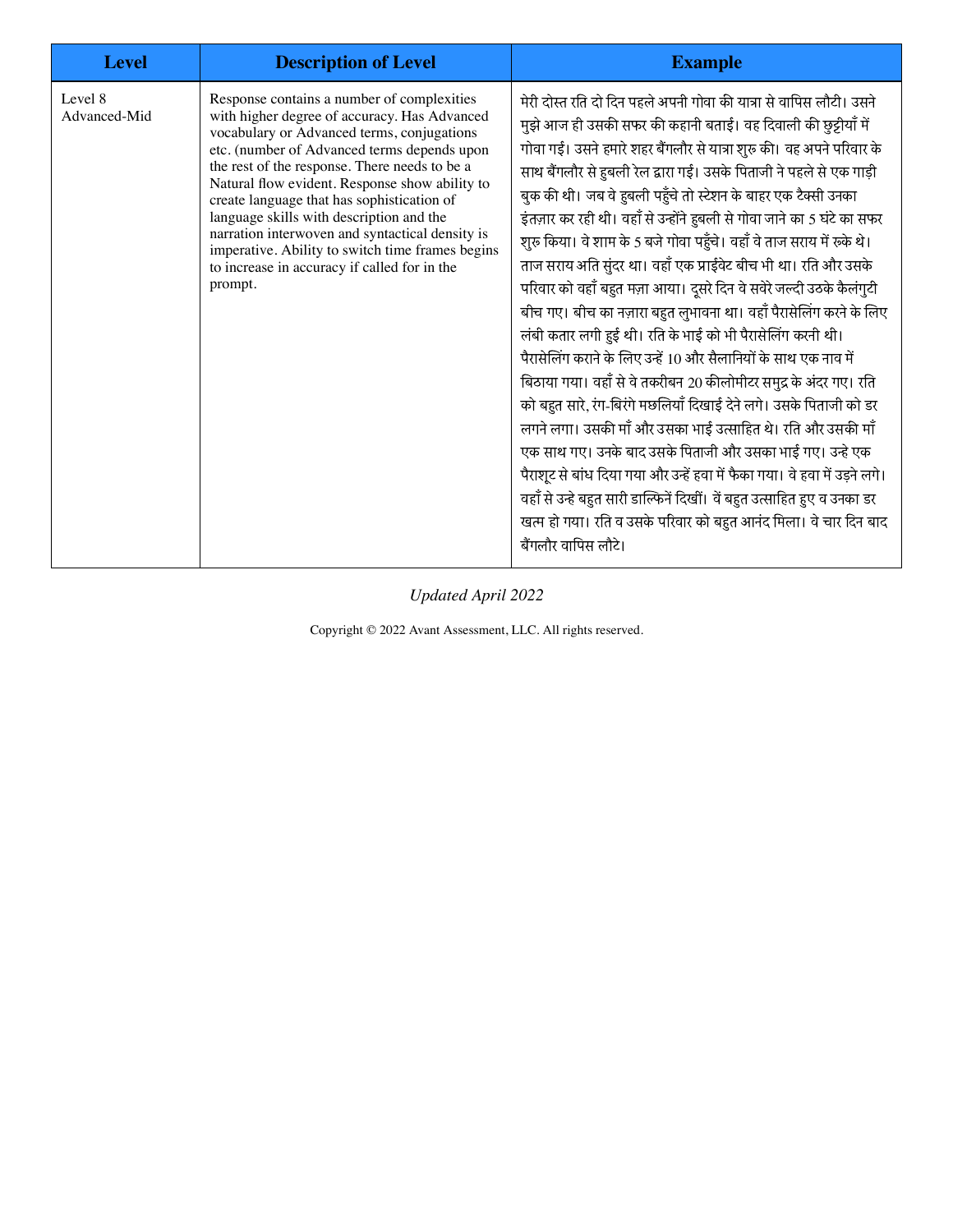| Level | Description of Level | Example |
|---|---|---|
| Level 8 Advanced-Mid | Response contains a number of complexities with higher degree of accuracy. Has Advanced vocabulary or Advanced terms, conjugations etc. (number of Advanced terms depends upon the rest of the response. There needs to be a Natural flow evident. Response show ability to create language that has sophistication of language skills with description and the narration interwoven and syntactical density is imperative. Ability to switch time frames begins to increase in accuracy if called for in the prompt. | मेरी दोस्त रति दो दिन पहले अपनी गोवा की यात्रा से वापिस लौटी। उसने मुझे आज ही उसकी सफर की कहानी बताई। वह दिवाली की छुट्टीयाँ में गोवा गई। उसने हमारे शहर बैंगलौर से यात्रा शुरु की। वह अपने परिवार के साथ बैंगलौर से हुबली रेल द्वारा गई। उसके पिताजी ने पहले से एक गाड़ी बुक की थी। जब वे हुबली पहुँचे तो स्टेशन के बाहर एक टैक्सी उनका इंतज़ार कर रही थी। वहाँ से उन्होंने हुबली से गोवा जाने का 5 घंटे का सफर शुरु किया। वे शाम के 5 बजे गोवा पहुँचे। वहाँ वे ताज सराय में रुके थे। ताज सराय अति सुंदर था। वहाँ एक प्राईवेट बीच भी था। रति और उसके परिवार को वहाँ बहुत मज़ा आया। दूसरे दिन वे सवेरे जल्दी उठके कैलंगुटी बीच गए। बीच का नज़ारा बहुत लुभावना था। वहाँ पैरासेलिंग करने के लिए लंबी कतार लगी हुई थी। रति के भाई को भी पैरासेलिंग करनी थी। पैरासेलिंग कराने के लिए उन्हें 10 और सैलानियों के साथ एक नाव में बिठाया गया। वहाँ से वे तकरीबन 20 कीलोमीटर समुद्र के अंदर गए। रति को बहुत सारे, रंग-बिरंगे मछलियाँ दिखाई देने लगे। उसके पिताजी को डर लगने लगा। उसकी माँ और उसका भाई उत्साहित थे। रति और उसकी माँ एक साथ गए। उनके बाद उसके पिताजी और उसका भाई गए। उन्हे एक पैराशूट से बांध दिया गया और उन्हें हवा में फैका गया। वे हवा में उड़ने लगे। वहाँ से उन्हे बहुत सारी डाल्फिनें दिखीं। वें बहुत उत्साहित हुए व उनका डर खत्म हो गया। रति व उसके परिवार को बहुत आनंद मिला। वे चार दिन बाद बैंगलौर वापिस लौटे। |

*Updated April 2022*

Copyright © 2022 Avant Assessment, LLC. All rights reserved.